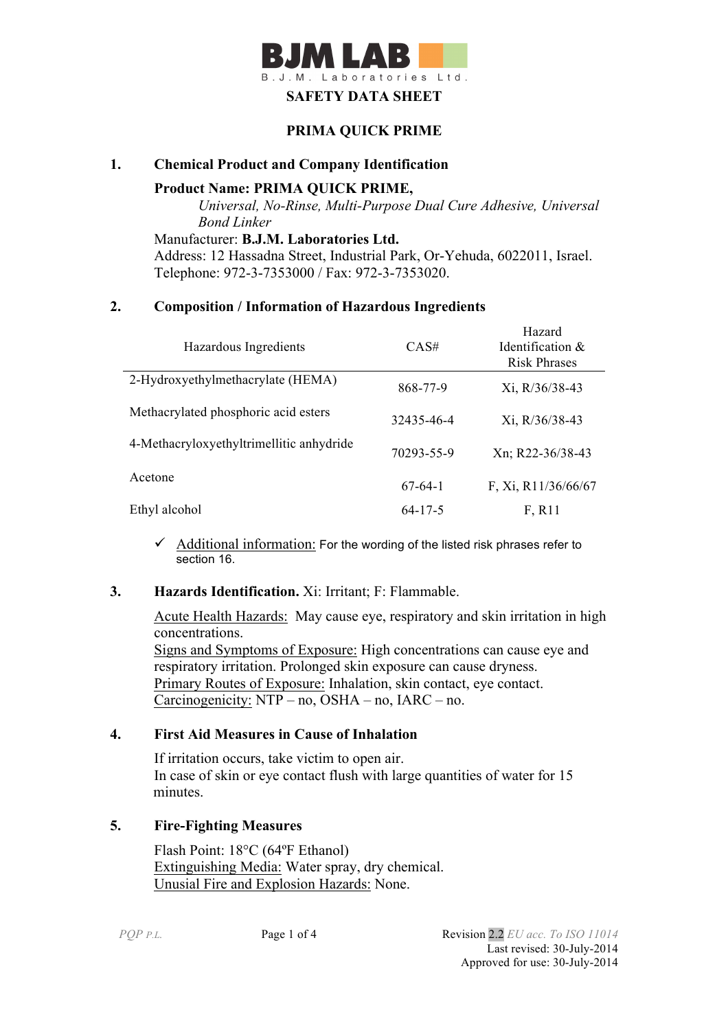BJM LAB
B.J.M. Laboratories Ltd.

# SAFETY DATA SHEET

# PRIMA QUICK PRIME

## 1. Chemical Product and Company Identification

**Product Name: PRIMA QUICK PRIME,**
*Universal, No-Rinse, Multi-Purpose Dual Cure Adhesive, Universal Bond Linker*
Manufacturer: **B.J.M. Laboratories Ltd.**
Address: 12 Hassadna Street, Industrial Park, Or-Yehuda, 6022011, Israel.
Telephone: 972-3-7353000 / Fax: 972-3-7353020.

## 2. Composition / Information of Hazardous Ingredients

| Hazardous Ingredients | CAS# | Hazard Identification & Risk Phrases |
|---|---|---|
| 2-Hydroxyethylmethacrylate (HEMA) | 868-77-9 | Xi, R/36/38-43 |
| Methacrylated phosphoric acid esters | 32435-46-4 | Xi, R/36/38-43 |
| 4-Methacryloxyethyltrimellitic anhydride | 70293-55-9 | Xn; R22-36/38-43 |
| Acetone | 67-64-1 | F, Xi, R11/36/66/67 |
| Ethyl alcohol | 64-17-5 | F, R11 |

- ✓ Additional information: For the wording of the listed risk phrases refer to section 16.

## 3. Hazards Identification. Xi: Irritant; F: Flammable.

Acute Health Hazards: May cause eye, respiratory and skin irritation in high concentrations.
Signs and Symptoms of Exposure: High concentrations can cause eye and respiratory irritation. Prolonged skin exposure can cause dryness.
Primary Routes of Exposure: Inhalation, skin contact, eye contact.
Carcinogenicity: NTP – no, OSHA – no, IARC – no.

## 4. First Aid Measures in Cause of Inhalation

If irritation occurs, take victim to open air.
In case of skin or eye contact flush with large quantities of water for 15 minutes.

## 5. Fire-Fighting Measures

Flash Point: 18°C (64ºF Ethanol)
Extinguishing Media: Water spray, dry chemical.
Unusial Fire and Explosion Hazards: None.

PQP P.L.

Revision 2.2 *EU acc. To ISO 11014*
Last revised: 30-July-2014
Approved for use: 30-July-2014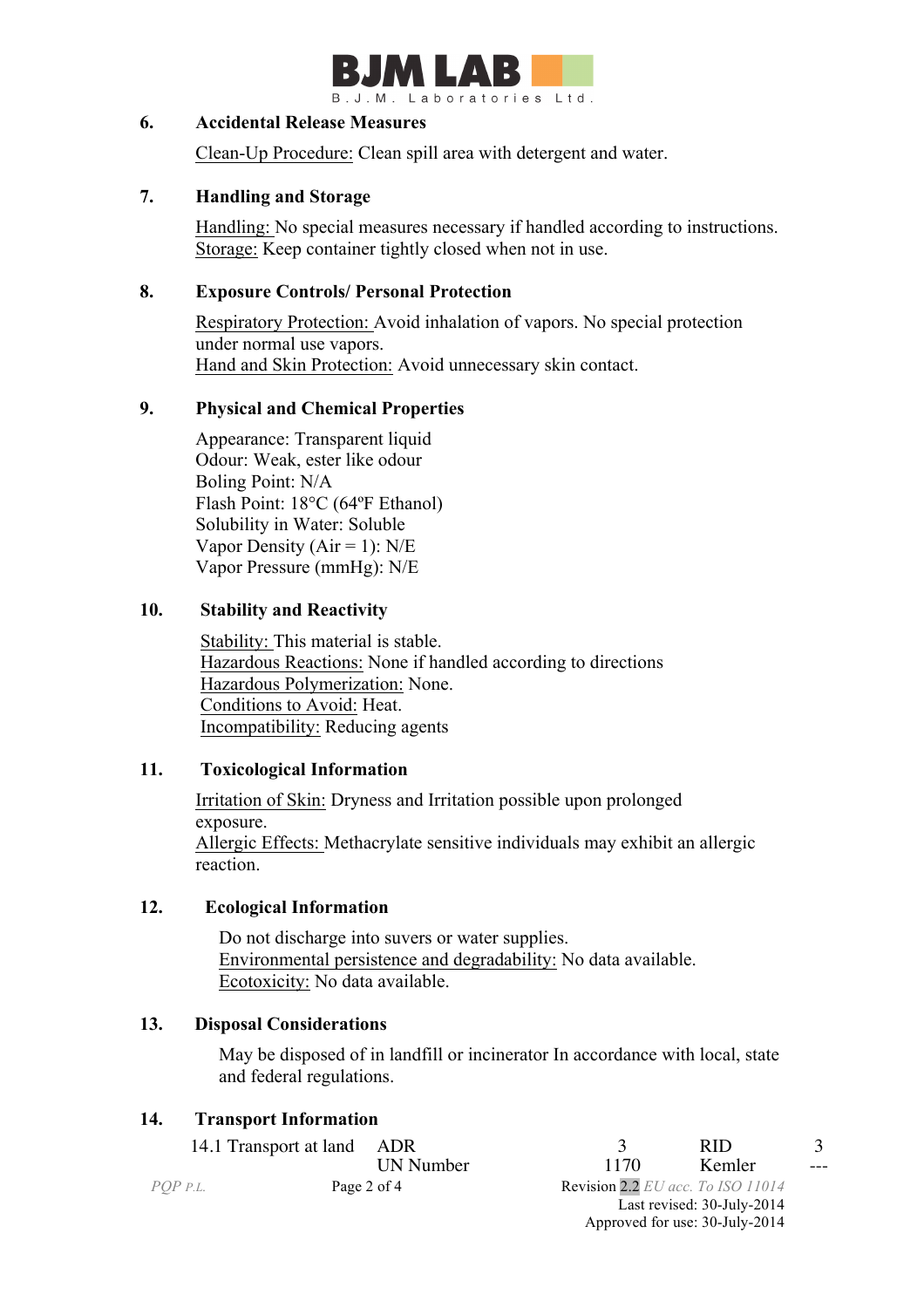## 6. Accidental Release Measures

Clean-Up Procedure: Clean spill area with detergent and water.

## 7. Handling and Storage

Handling: No special measures necessary if handled according to instructions.
Storage: Keep container tightly closed when not in use.

## 8. Exposure Controls/ Personal Protection

Respiratory Protection: Avoid inhalation of vapors. No special protection under normal use vapors.
Hand and Skin Protection: Avoid unnecessary skin contact.

## 9. Physical and Chemical Properties

Appearance: Transparent liquid
Odour: Weak, ester like odour
Boling Point: N/A
Flash Point: 18°C (64ºF Ethanol)
Solubility in Water: Soluble
Vapor Density (Air = 1): N/E
Vapor Pressure (mmHg): N/E

## 10. Stability and Reactivity

Stability: This material is stable.
Hazardous Reactions: None if handled according to directions
Hazardous Polymerization: None.
Conditions to Avoid: Heat.
Incompatibility: Reducing agents

## 11. Toxicological Information

Irritation of Skin: Dryness and Irritation possible upon prolonged exposure.
Allergic Effects: Methacrylate sensitive individuals may exhibit an allergic reaction.

## 12. Ecological Information

Do not discharge into suvers or water supplies.
Environmental persistence and degradability: No data available.
Ecotoxicity: No data available.

## 13. Disposal Considerations

May be disposed of in landfill or incinerator In accordance with local, state and federal regulations.

## 14. Transport Information

| 14.1 Transport at land | ADR | 3 | RID | 3 |
|---|---|---|---|---|
| | UN Number | 1170 | Kemler | --- |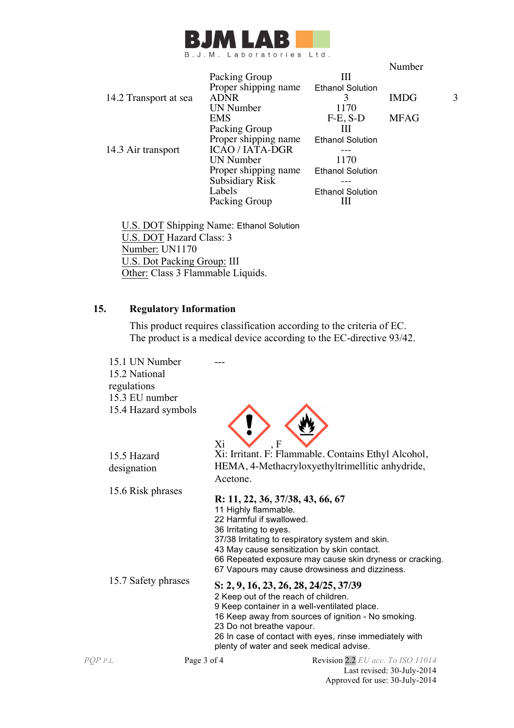| | | | Number | |
|---|---|---|---|---|
| | Packing Group | III | | |
| | Proper shipping name | Ethanol Solution | | |
| 14.2 Transport at sea | ADNR | 3 | IMDG | 3 |
| | UN Number | 1170 | | |
| | EMS | F-E, S-D | MFAG | |
| | Packing Group | III | | |
| | Proper shipping name | Ethanol Solution | | |
| 14.3 Air transport | ICAO / IATA-DGR | --- | | |
| | UN Number | 1170 | | |
| | Proper shipping name | Ethanol Solution | | |
| | Subsidiary Risk | --- | | |
| | Labels | Ethanol Solution | | |
| | Packing Group | III | | |

U.S. DOT Shipping Name: Ethanol Solution
U.S. DOT Hazard Class: 3
Number: UN1170
U.S. Dot Packing Group: III
Other: Class 3 Flammable Liquids.

## 15. Regulatory Information

This product requires classification according to the criteria of EC.
The product is a medical device according to the EC-directive 93/42.

**15.1 UN Number** ---

**15.2 National regulations**

**15.3 EU number**

**15.4 Hazard symbols** Xi, F

**15.5 Hazard designation** Xi: Irritant. F: Flammable. Contains Ethyl Alcohol, HEMA, 4-Methacryloxyethyltrimellitic anhydride, Acetone.

**15.6 Risk phrases**

**R: 11, 22, 36, 37/38, 43, 66, 67**

11 Highly flammable.
22 Harmful if swallowed.
36 Irritating to eyes.
37/38 Irritating to respiratory system and skin.
43 May cause sensitization by skin contact.
66 Repeated exposure may cause skin dryness or cracking.
67 Vapours may cause drowsiness and dizziness.

**15.7 Safety phrases**

**S: 2, 9, 16, 23, 26, 28, 24/25, 37/39**

2 Keep out of the reach of children.
9 Keep container in a well-ventilated place.
16 Keep away from sources of ignition - No smoking.
23 Do not breathe vapour.
26 In case of contact with eyes, rinse immediately with plenty of water and seek medical advise.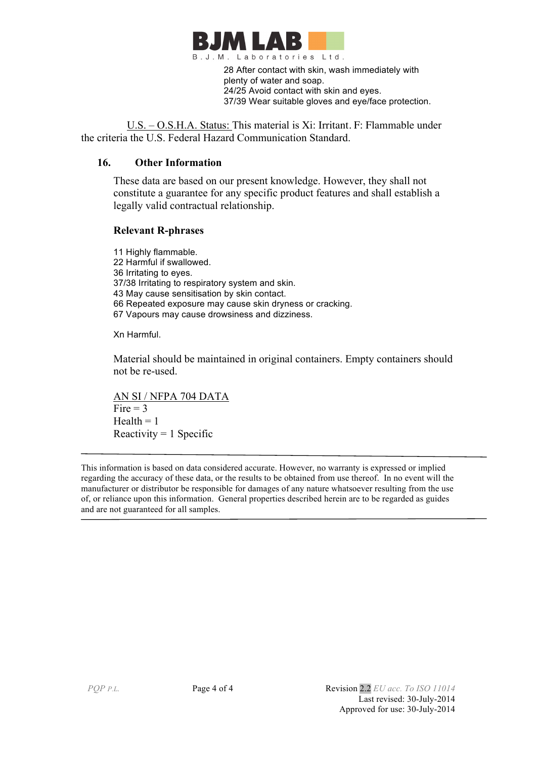28 After contact with skin, wash immediately with plenty of water and soap.
24/25 Avoid contact with skin and eyes.
37/39 Wear suitable gloves and eye/face protection.

U.S. – O.S.H.A. Status: This material is Xi: Irritant. F: Flammable under the criteria the U.S. Federal Hazard Communication Standard.

## 16. Other Information

These data are based on our present knowledge. However, they shall not constitute a guarantee for any specific product features and shall establish a legally valid contractual relationship.

### Relevant R-phrases

11 Highly flammable.
22 Harmful if swallowed.
36 Irritating to eyes.
37/38 Irritating to respiratory system and skin.
43 May cause sensitisation by skin contact.
66 Repeated exposure may cause skin dryness or cracking.
67 Vapours may cause drowsiness and dizziness.

Xn Harmful.

Material should be maintained in original containers. Empty containers should not be re-used.

AN SI / NFPA 704 DATA
Fire = 3
Health = 1
Reactivity = 1 Specific

---

This information is based on data considered accurate. However, no warranty is expressed or implied regarding the accuracy of these data, or the results to be obtained from use thereof. In no event will the manufacturer or distributor be responsible for damages of any nature whatsoever resulting from the use of, or reliance upon this information. General properties described herein are to be regarded as guides and are not guaranteed for all samples.

---

PQP P.L.

Revision 2.2 *EU acc. To ISO 11014*
Last revised: 30-July-2014
Approved for use: 30-July-2014